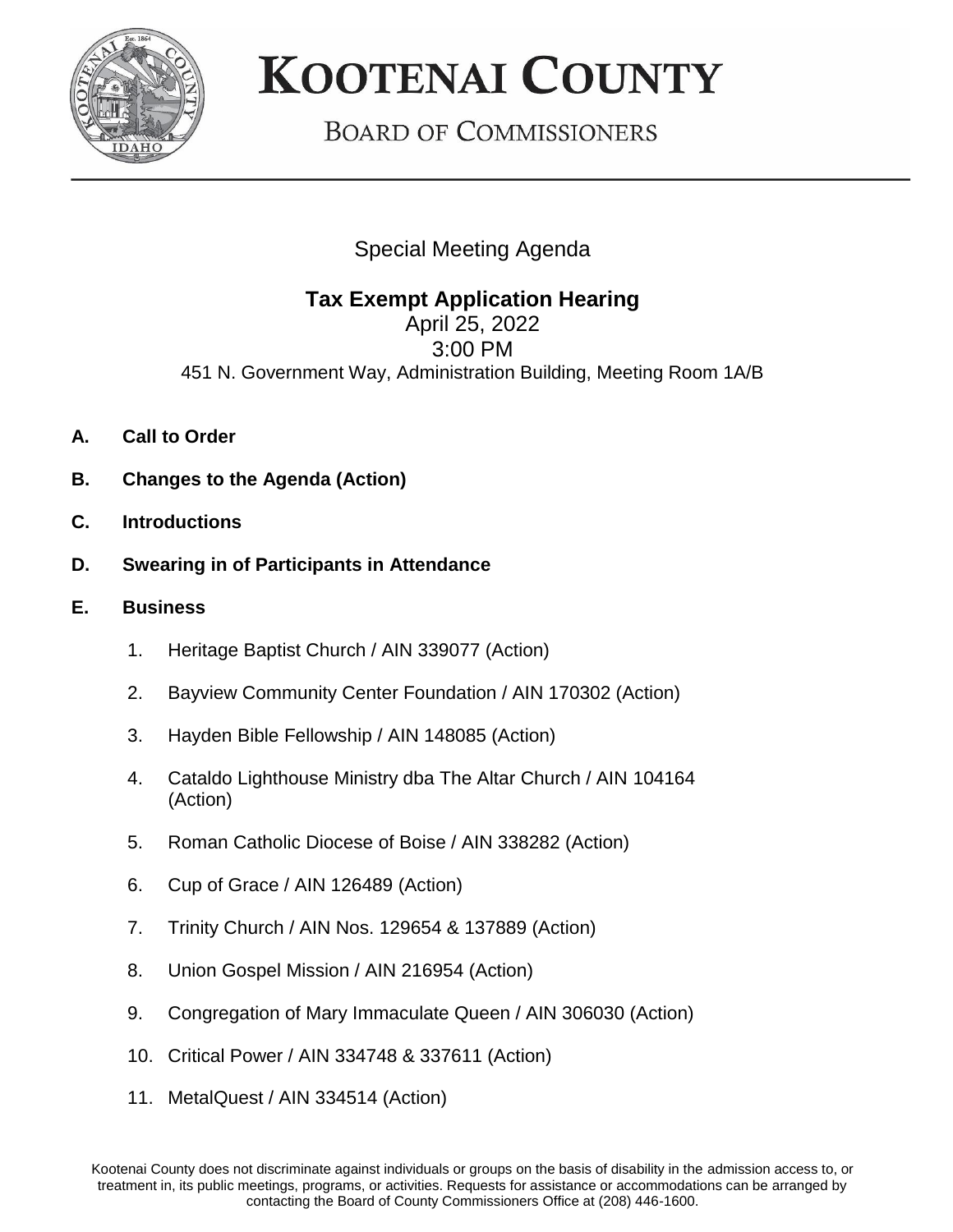# KOOTENAI COUNTY

## BOARD OF COMMISSIONERS

Special Meeting Agenda

**Tax Exempt Application Hearing**

April 25, 2022

3:00 PM

451 N. Government Way, Administration Building, Meeting Room 1A/B

**A. Call to Order**

**B. Changes to the Agenda (Action)**

**C. Introductions**

**D. Swearing in of Participants in Attendance**

**E. Business**

1. Heritage Baptist Church / AIN 339077 (Action)
2. Bayview Community Center Foundation / AIN 170302 (Action)
3. Hayden Bible Fellowship / AIN 148085 (Action)
4. Cataldo Lighthouse Ministry dba The Altar Church / AIN 104164 (Action)
5. Roman Catholic Diocese of Boise / AIN 338282 (Action)
6. Cup of Grace / AIN 126489 (Action)
7. Trinity Church / AIN Nos. 129654 & 137889 (Action)
8. Union Gospel Mission / AIN 216954 (Action)
9. Congregation of Mary Immaculate Queen / AIN 306030 (Action)
10. Critical Power / AIN 334748 & 337611 (Action)
11. MetalQuest / AIN 334514 (Action)

Kootenai County does not discriminate against individuals or groups on the basis of disability in the admission access to, or treatment in, its public meetings, programs, or activities. Requests for assistance or accommodations can be arranged by contacting the Board of County Commissioners Office at (208) 446-1600.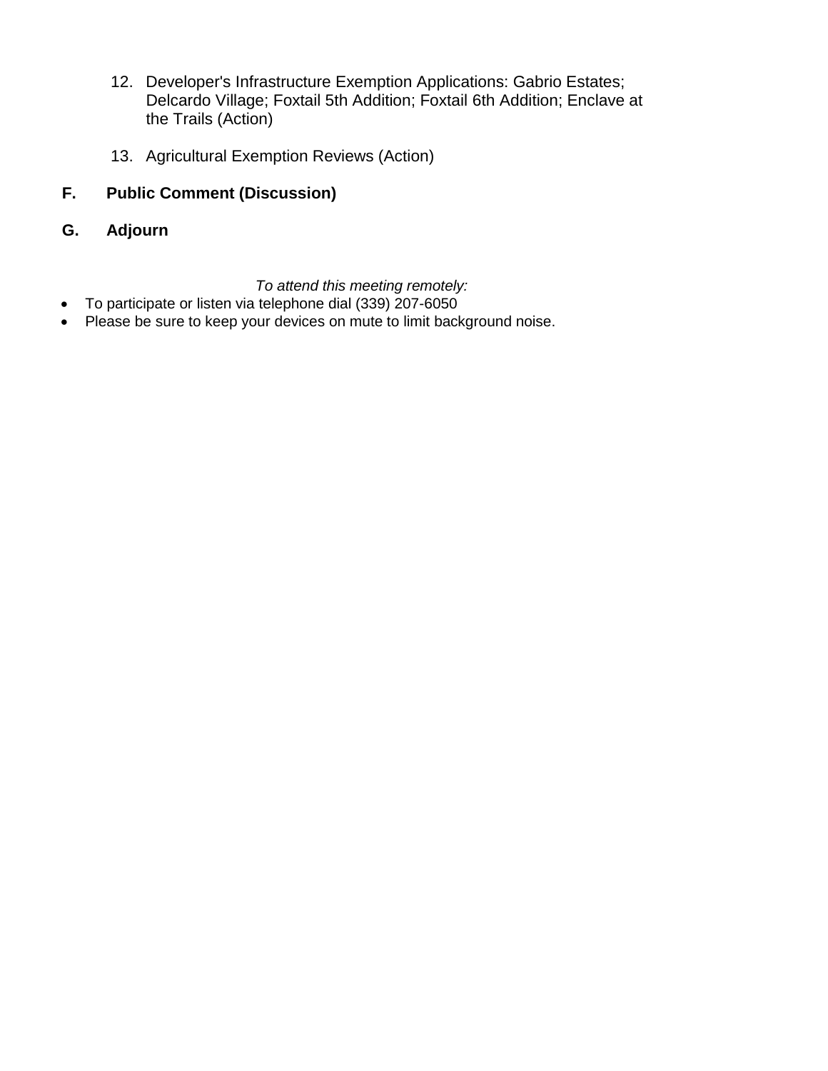12. Developer's Infrastructure Exemption Applications: Gabrio Estates; Delcardo Village; Foxtail 5th Addition; Foxtail 6th Addition; Enclave at the Trails (Action)

13. Agricultural Exemption Reviews (Action)

**F. Public Comment (Discussion)**

**G. Adjourn**

*To attend this meeting remotely:*

- To participate or listen via telephone dial (339) 207-6050
- Please be sure to keep your devices on mute to limit background noise.